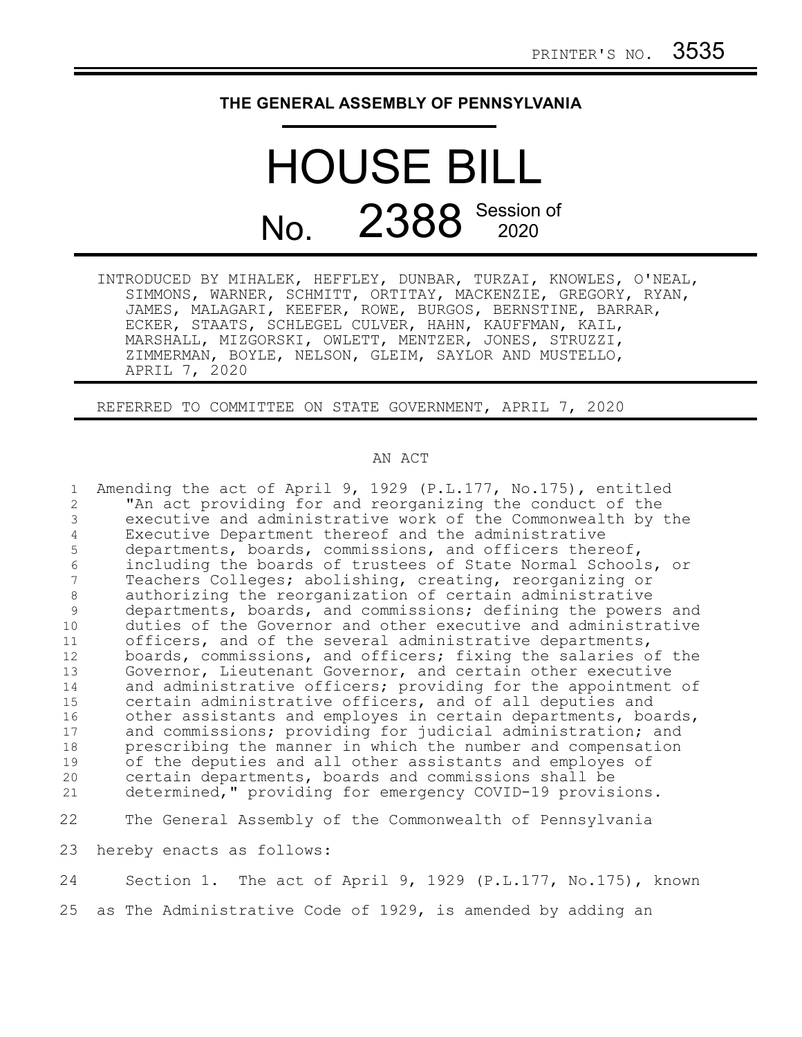PRINTER'S NO. 3535

# THE GENERAL ASSEMBLY OF PENNSYLVANIA

# HOUSE BILL

# No. 2388 Session of 2020

INTRODUCED BY MIHALEK, HEFFLEY, DUNBAR, TURZAI, KNOWLES, O'NEAL, SIMMONS, WARNER, SCHMITT, ORTITAY, MACKENZIE, GREGORY, RYAN, JAMES, MALAGARI, KEEFER, ROWE, BURGOS, BERNSTINE, BARRAR, ECKER, STAATS, SCHLEGEL CULVER, HAHN, KAUFFMAN, KAIL, MARSHALL, MIZGORSKI, OWLETT, MENTZER, JONES, STRUZZI, ZIMMERMAN, BOYLE, NELSON, GLEIM, SAYLOR AND MUSTELLO, APRIL 7, 2020

REFERRED TO COMMITTEE ON STATE GOVERNMENT, APRIL 7, 2020

AN ACT

Amending the act of April 9, 1929 (P.L.177, No.175), entitled "An act providing for and reorganizing the conduct of the executive and administrative work of the Commonwealth by the Executive Department thereof and the administrative departments, boards, commissions, and officers thereof, including the boards of trustees of State Normal Schools, or Teachers Colleges; abolishing, creating, reorganizing or authorizing the reorganization of certain administrative departments, boards, and commissions; defining the powers and duties of the Governor and other executive and administrative officers, and of the several administrative departments, boards, commissions, and officers; fixing the salaries of the Governor, Lieutenant Governor, and certain other executive and administrative officers; providing for the appointment of certain administrative officers, and of all deputies and other assistants and employes in certain departments, boards, and commissions; providing for judicial administration; and prescribing the manner in which the number and compensation of the deputies and all other assistants and employes of certain departments, boards and commissions shall be determined," providing for emergency COVID-19 provisions.

The General Assembly of the Commonwealth of Pennsylvania hereby enacts as follows:

Section 1. The act of April 9, 1929 (P.L.177, No.175), known as The Administrative Code of 1929, is amended by adding an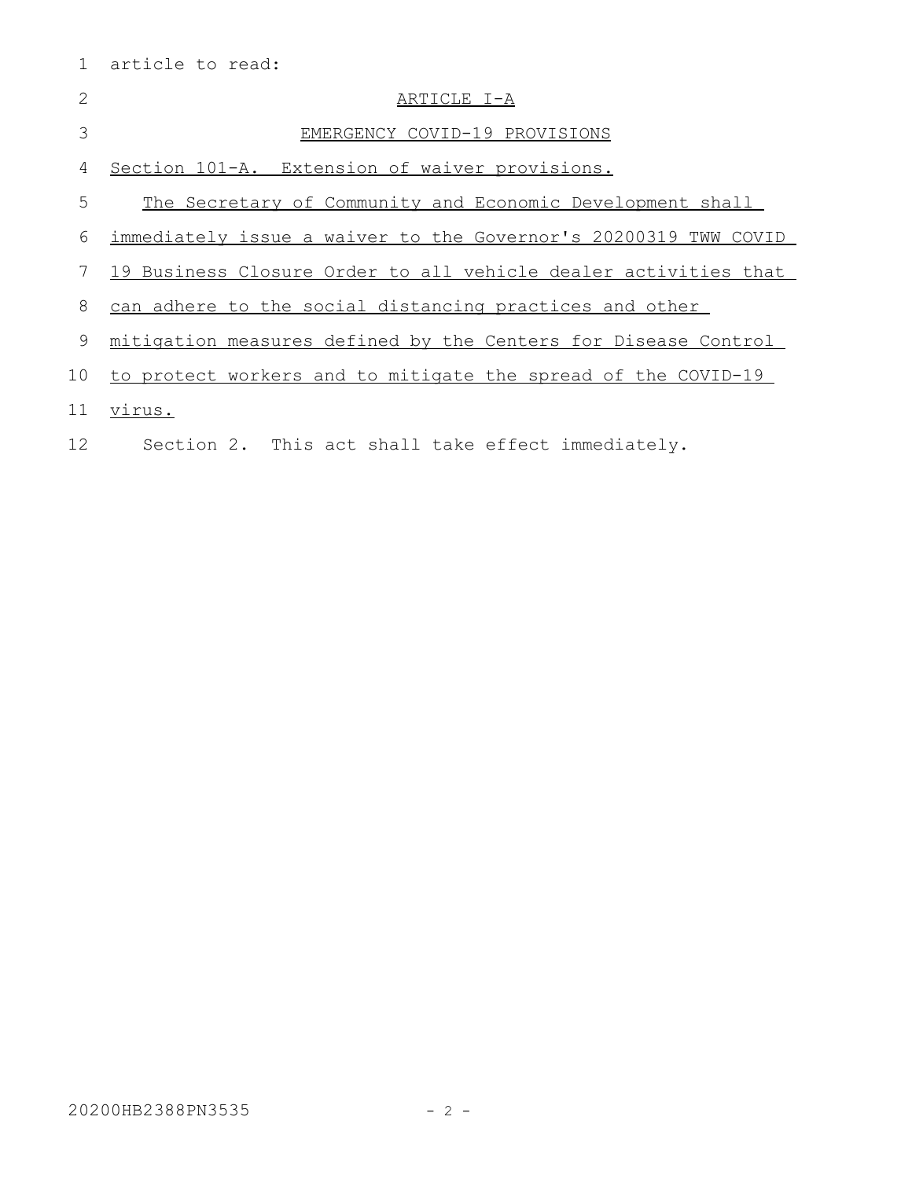article to read:

ARTICLE I-A

EMERGENCY COVID-19 PROVISIONS

Section 101-A. Extension of waiver provisions.

The Secretary of Community and Economic Development shall immediately issue a waiver to the Governor's 20200319 TWW COVID 19 Business Closure Order to all vehicle dealer activities that can adhere to the social distancing practices and other mitigation measures defined by the Centers for Disease Control to protect workers and to mitigate the spread of the COVID-19 virus.

Section 2. This act shall take effect immediately.